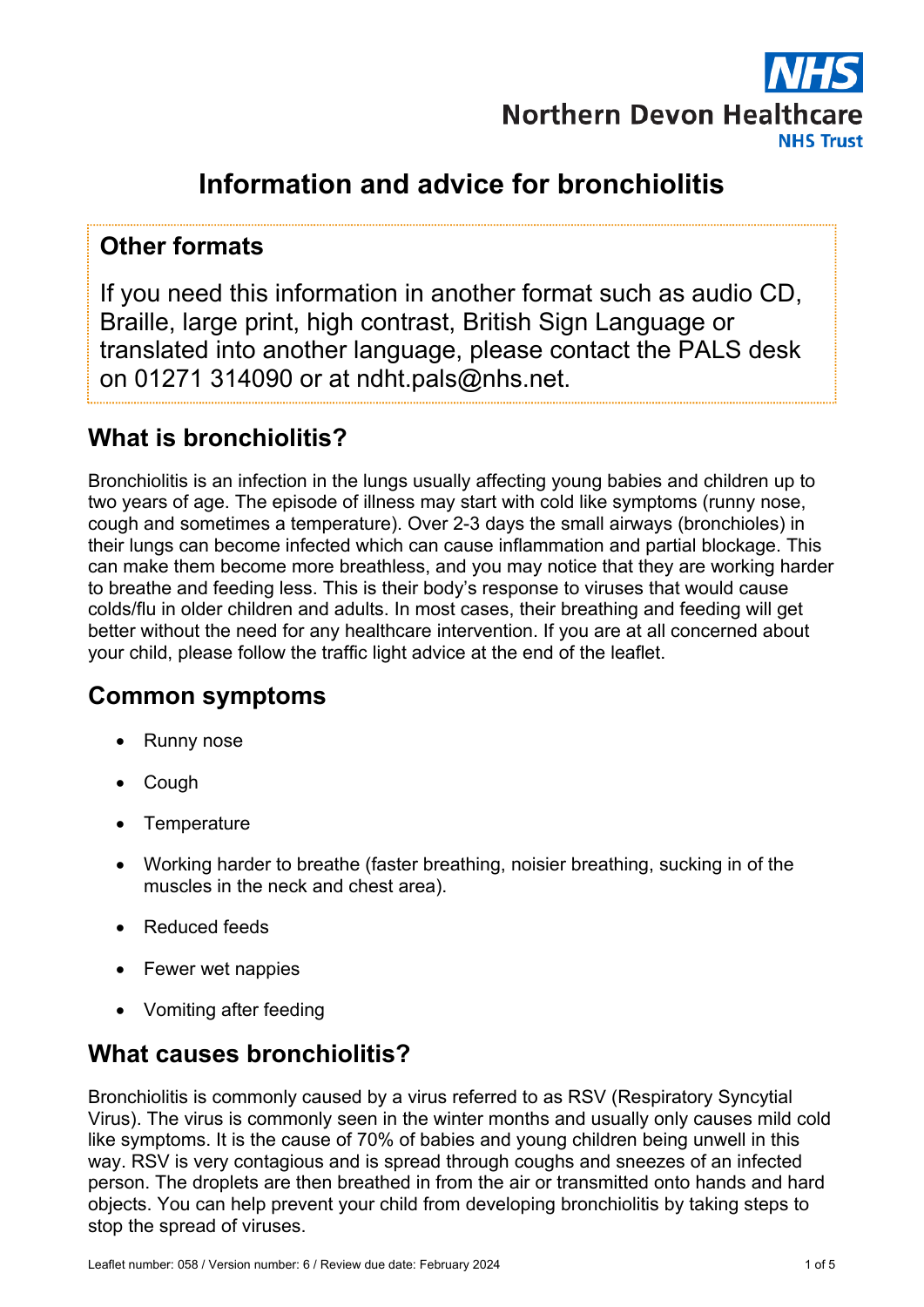# Information and advice for bronchiolitis

## Other formats

If you need this information in another format such as audio CD, Braille, large print, high contrast, British Sign Language or translated into another language, please contact the PALS desk on 01271 314090 or at ndht.pals@nhs.net.

## What is bronchiolitis?

Bronchiolitis is an infection in the lungs usually affecting young babies and children up to two years of age. The episode of illness may start with cold like symptoms (runny nose, cough and sometimes a temperature). Over 2-3 days the small airways (bronchioles) in their lungs can become infected which can cause inflammation and partial blockage. This can make them become more breathless, and you may notice that they are working harder to breathe and feeding less. This is their body's response to viruses that would cause colds/flu in older children and adults. In most cases, their breathing and feeding will get better without the need for any healthcare intervention. If you are at all concerned about your child, please follow the traffic light advice at the end of the leaflet.

## Common symptoms

- Runny nose
- Cough
- Temperature
- Working harder to breathe (faster breathing, noisier breathing, sucking in of the muscles in the neck and chest area).
- Reduced feeds
- Fewer wet nappies
- Vomiting after feeding

## What causes bronchiolitis?

Bronchiolitis is commonly caused by a virus referred to as RSV (Respiratory Syncytial Virus). The virus is commonly seen in the winter months and usually only causes mild cold like symptoms. It is the cause of 70% of babies and young children being unwell in this way. RSV is very contagious and is spread through coughs and sneezes of an infected person. The droplets are then breathed in from the air or transmitted onto hands and hard objects. You can help prevent your child from developing bronchiolitis by taking steps to stop the spread of viruses.

Leaflet number: 058 / Version number: 6 / Review due date: February 2024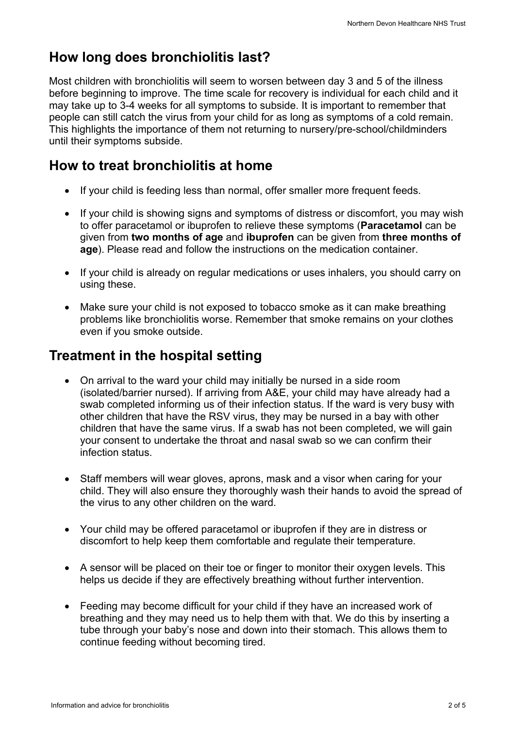## How long does bronchiolitis last?

Most children with bronchiolitis will seem to worsen between day 3 and 5 of the illness before beginning to improve. The time scale for recovery is individual for each child and it may take up to 3-4 weeks for all symptoms to subside. It is important to remember that people can still catch the virus from your child for as long as symptoms of a cold remain. This highlights the importance of them not returning to nursery/pre-school/childminders until their symptoms subside.

## How to treat bronchiolitis at home

- If your child is feeding less than normal, offer smaller more frequent feeds.
- If your child is showing signs and symptoms of distress or discomfort, you may wish to offer paracetamol or ibuprofen to relieve these symptoms (**Paracetamol** can be given from **two months of age** and **ibuprofen** can be given from **three months of age**). Please read and follow the instructions on the medication container.
- If your child is already on regular medications or uses inhalers, you should carry on using these.
- Make sure your child is not exposed to tobacco smoke as it can make breathing problems like bronchiolitis worse. Remember that smoke remains on your clothes even if you smoke outside.

## Treatment in the hospital setting

- On arrival to the ward your child may initially be nursed in a side room (isolated/barrier nursed). If arriving from A&E, your child may have already had a swab completed informing us of their infection status. If the ward is very busy with other children that have the RSV virus, they may be nursed in a bay with other children that have the same virus. If a swab has not been completed, we will gain your consent to undertake the throat and nasal swab so we can confirm their infection status.
- Staff members will wear gloves, aprons, mask and a visor when caring for your child. They will also ensure they thoroughly wash their hands to avoid the spread of the virus to any other children on the ward.
- Your child may be offered paracetamol or ibuprofen if they are in distress or discomfort to help keep them comfortable and regulate their temperature.
- A sensor will be placed on their toe or finger to monitor their oxygen levels. This helps us decide if they are effectively breathing without further intervention.
- Feeding may become difficult for your child if they have an increased work of breathing and they may need us to help them with that. We do this by inserting a tube through your baby's nose and down into their stomach. This allows them to continue feeding without becoming tired.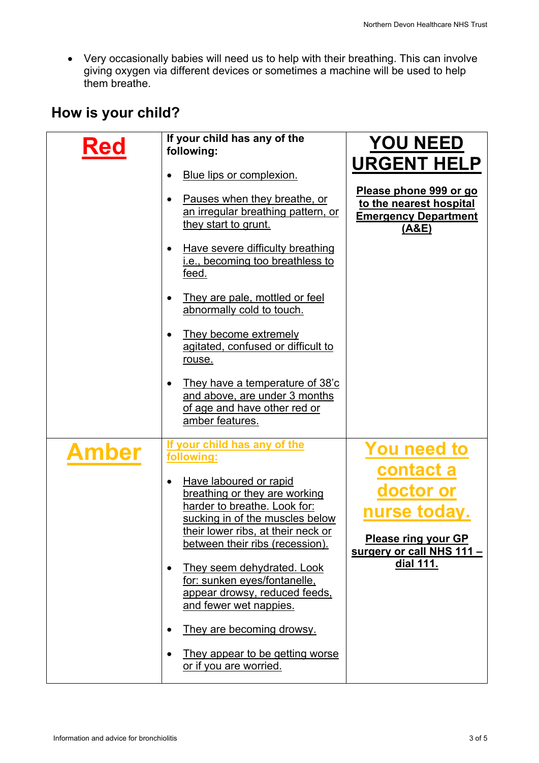- Very occasionally babies will need us to help with their breathing. This can involve giving oxygen via different devices or sometimes a machine will be used to help them breathe.

## How is your child?

| | | |
|---|---|---|
| **Red** | **If your child has any of the following:**<br><br>• Blue lips or complexion.<br>• Pauses when they breathe, or an irregular breathing pattern, or they start to grunt.<br>• Have severe difficulty breathing i.e., becoming too breathless to feed.<br>• They are pale, mottled or feel abnormally cold to touch.<br>• They become extremely agitated, confused or difficult to rouse.<br>• They have a temperature of 38'c and above, are under 3 months of age and have other red or amber features. | **YOU NEED URGENT HELP**<br><br>**Please phone 999 or go to the nearest hospital Emergency Department (A&E)** |
| **Amber** | **If your child has any of the following:**<br><br>• Have laboured or rapid breathing or they are working harder to breathe. Look for: sucking in of the muscles below their lower ribs, at their neck or between their ribs (recession).<br>• They seem dehydrated. Look for: sunken eyes/fontanelle, appear drowsy, reduced feeds, and fewer wet nappies.<br>• They are becoming drowsy.<br>• They appear to be getting worse or if you are worried. | **You need to contact a doctor or nurse today.**<br><br>**Please ring your GP surgery or call NHS 111 – dial 111.** |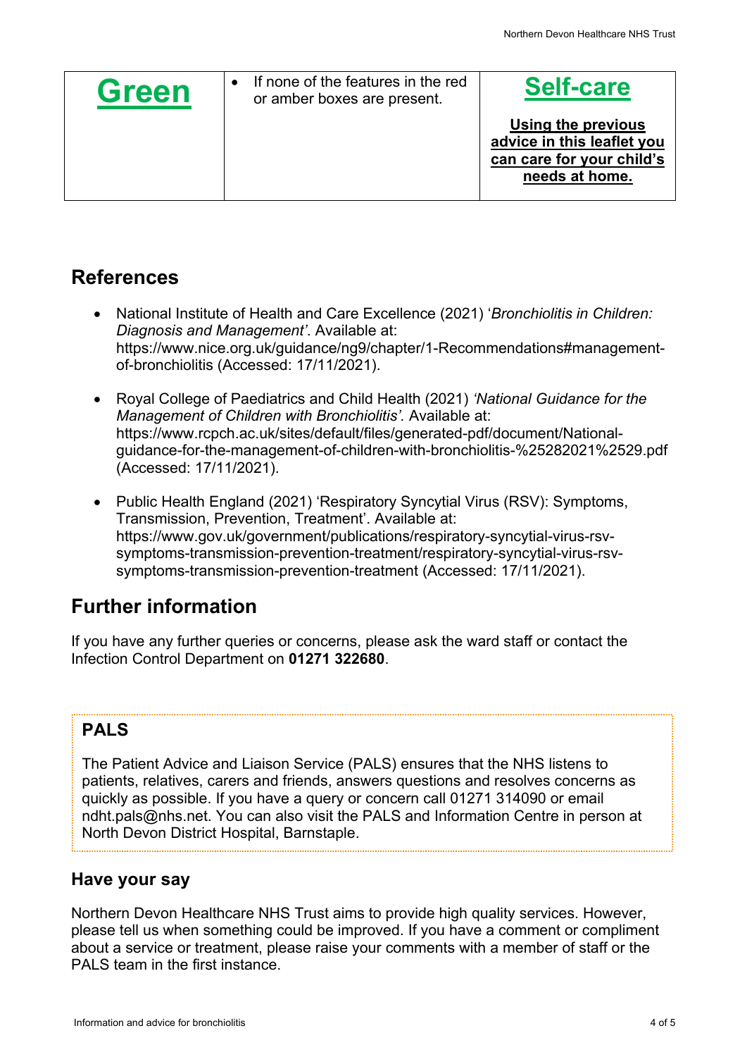| **Green** | • If none of the features in the red or amber boxes are present. | **Self-care**<br><br>**Using the previous advice in this leaflet you can care for your child's needs at home.** |
|---|---|---|

## References

- National Institute of Health and Care Excellence (2021) '*Bronchiolitis in Children: Diagnosis and Management'*. Available at: https://www.nice.org.uk/guidance/ng9/chapter/1-Recommendations#management-of-bronchiolitis (Accessed: 17/11/2021).
- Royal College of Paediatrics and Child Health (2021) *'National Guidance for the Management of Children with Bronchiolitis'.* Available at: https://www.rcpch.ac.uk/sites/default/files/generated-pdf/document/National-guidance-for-the-management-of-children-with-bronchiolitis-%25282021%2529.pdf (Accessed: 17/11/2021).
- Public Health England (2021) 'Respiratory Syncytial Virus (RSV): Symptoms, Transmission, Prevention, Treatment'. Available at: https://www.gov.uk/government/publications/respiratory-syncytial-virus-rsv-symptoms-transmission-prevention-treatment/respiratory-syncytial-virus-rsv-symptoms-transmission-prevention-treatment (Accessed: 17/11/2021).

## Further information

If you have any further queries or concerns, please ask the ward staff or contact the Infection Control Department on **01271 322680**.

### PALS

The Patient Advice and Liaison Service (PALS) ensures that the NHS listens to patients, relatives, carers and friends, answers questions and resolves concerns as quickly as possible. If you have a query or concern call 01271 314090 or email ndht.pals@nhs.net. You can also visit the PALS and Information Centre in person at North Devon District Hospital, Barnstaple.

### Have your say

Northern Devon Healthcare NHS Trust aims to provide high quality services. However, please tell us when something could be improved. If you have a comment or compliment about a service or treatment, please raise your comments with a member of staff or the PALS team in the first instance.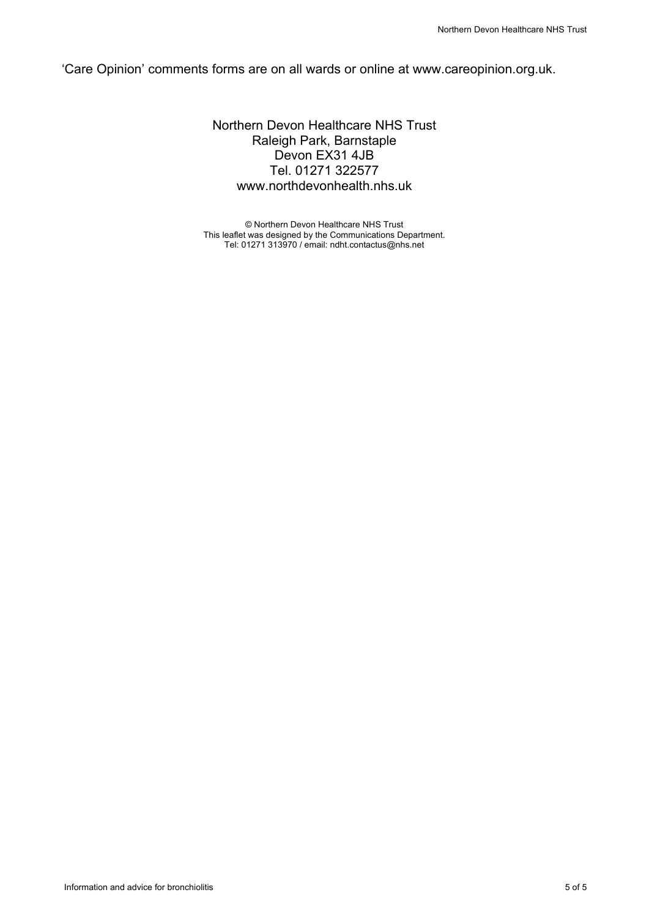'Care Opinion' comments forms are on all wards or online at www.careopinion.org.uk.

Northern Devon Healthcare NHS Trust
Raleigh Park, Barnstaple
Devon EX31 4JB
Tel. 01271 322577
www.northdevonhealth.nhs.uk

© Northern Devon Healthcare NHS Trust
This leaflet was designed by the Communications Department.
Tel: 01271 313970 / email: ndht.contactus@nhs.net